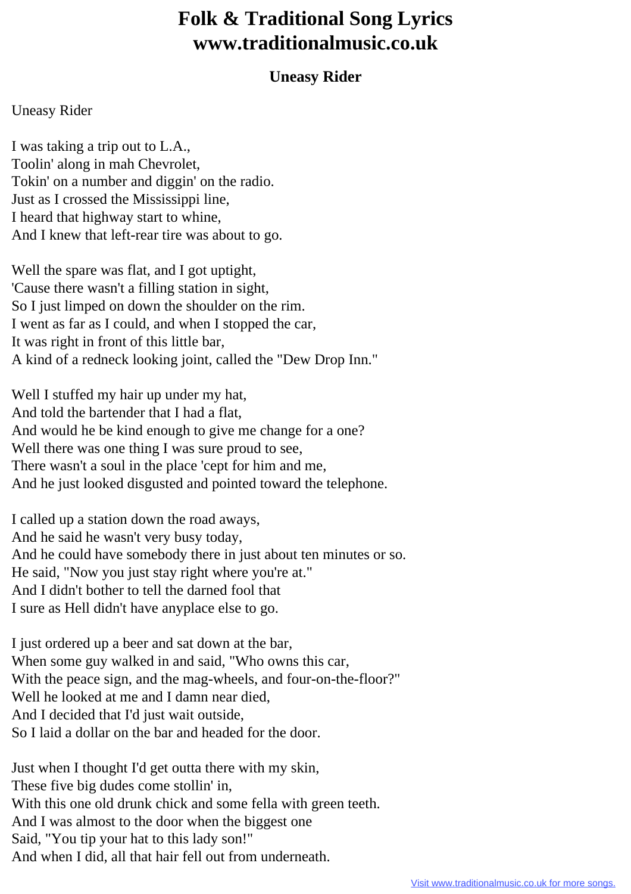# Folk & Traditional Song Lyrics
# www.traditionalmusic.co.uk

### Uneasy Rider

Uneasy Rider

I was taking a trip out to L.A.,
Toolin' along in mah Chevrolet,
Tokin' on a number and diggin' on the radio.
Just as I crossed the Mississippi line,
I heard that highway start to whine,
And I knew that left-rear tire was about to go.

Well the spare was flat, and I got uptight,
'Cause there wasn't a filling station in sight,
So I just limped on down the shoulder on the rim.
I went as far as I could, and when I stopped the car,
It was right in front of this little bar,
A kind of a redneck looking joint, called the "Dew Drop Inn."

Well I stuffed my hair up under my hat,
And told the bartender that I had a flat,
And would he be kind enough to give me change for a one?
Well there was one thing I was sure proud to see,
There wasn't a soul in the place 'cept for him and me,
And he just looked disgusted and pointed toward the telephone.

I called up a station down the road aways,
And he said he wasn't very busy today,
And he could have somebody there in just about ten minutes or so.
He said, "Now you just stay right where you're at."
And I didn't bother to tell the darned fool that
I sure as Hell didn't have anyplace else to go.

I just ordered up a beer and sat down at the bar,
When some guy walked in and said, "Who owns this car,
With the peace sign, and the mag-wheels, and four-on-the-floor?"
Well he looked at me and I damn near died,
And I decided that I'd just wait outside,
So I laid a dollar on the bar and headed for the door.

Just when I thought I'd get outta there with my skin,
These five big dudes come stollin' in,
With this one old drunk chick and some fella with green teeth.
And I was almost to the door when the biggest one
Said, "You tip your hat to this lady son!"
And when I did, all that hair fell out from underneath.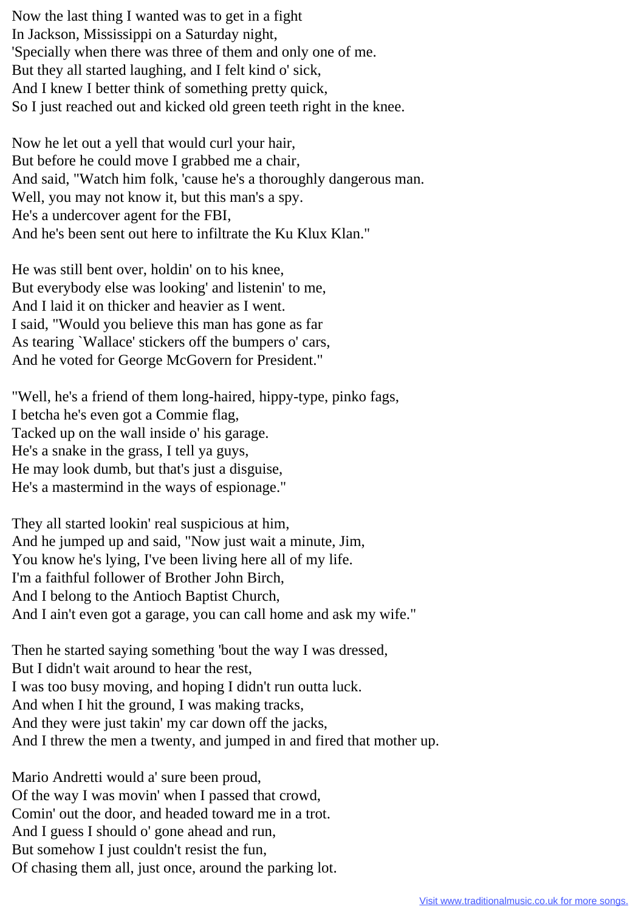Now the last thing I wanted was to get in a fight
In Jackson, Mississippi on a Saturday night,
'Specially when there was three of them and only one of me.
But they all started laughing, and I felt kind o' sick,
And I knew I better think of something pretty quick,
So I just reached out and kicked old green teeth right in the knee.

Now he let out a yell that would curl your hair,
But before he could move I grabbed me a chair,
And said, "Watch him folk, 'cause he's a thoroughly dangerous man.
Well, you may not know it, but this man's a spy.
He's a undercover agent for the FBI,
And he's been sent out here to infiltrate the Ku Klux Klan."

He was still bent over, holdin' on to his knee,
But everybody else was looking' and listenin' to me,
And I laid it on thicker and heavier as I went.
I said, "Would you believe this man has gone as far
As tearing `Wallace' stickers off the bumpers o' cars,
And he voted for George McGovern for President."

"Well, he's a friend of them long-haired, hippy-type, pinko fags,
I betcha he's even got a Commie flag,
Tacked up on the wall inside o' his garage.
He's a snake in the grass, I tell ya guys,
He may look dumb, but that's just a disguise,
He's a mastermind in the ways of espionage."

They all started lookin' real suspicious at him,
And he jumped up and said, "Now just wait a minute, Jim,
You know he's lying, I've been living here all of my life.
I'm a faithful follower of Brother John Birch,
And I belong to the Antioch Baptist Church,
And I ain't even got a garage, you can call home and ask my wife."

Then he started saying something 'bout the way I was dressed,
But I didn't wait around to hear the rest,
I was too busy moving, and hoping I didn't run outta luck.
And when I hit the ground, I was making tracks,
And they were just takin' my car down off the jacks,
And I threw the men a twenty, and jumped in and fired that mother up.

Mario Andretti would a' sure been proud,
Of the way I was movin' when I passed that crowd,
Comin' out the door, and headed toward me in a trot.
And I guess I should o' gone ahead and run,
But somehow I just couldn't resist the fun,
Of chasing them all, just once, around the parking lot.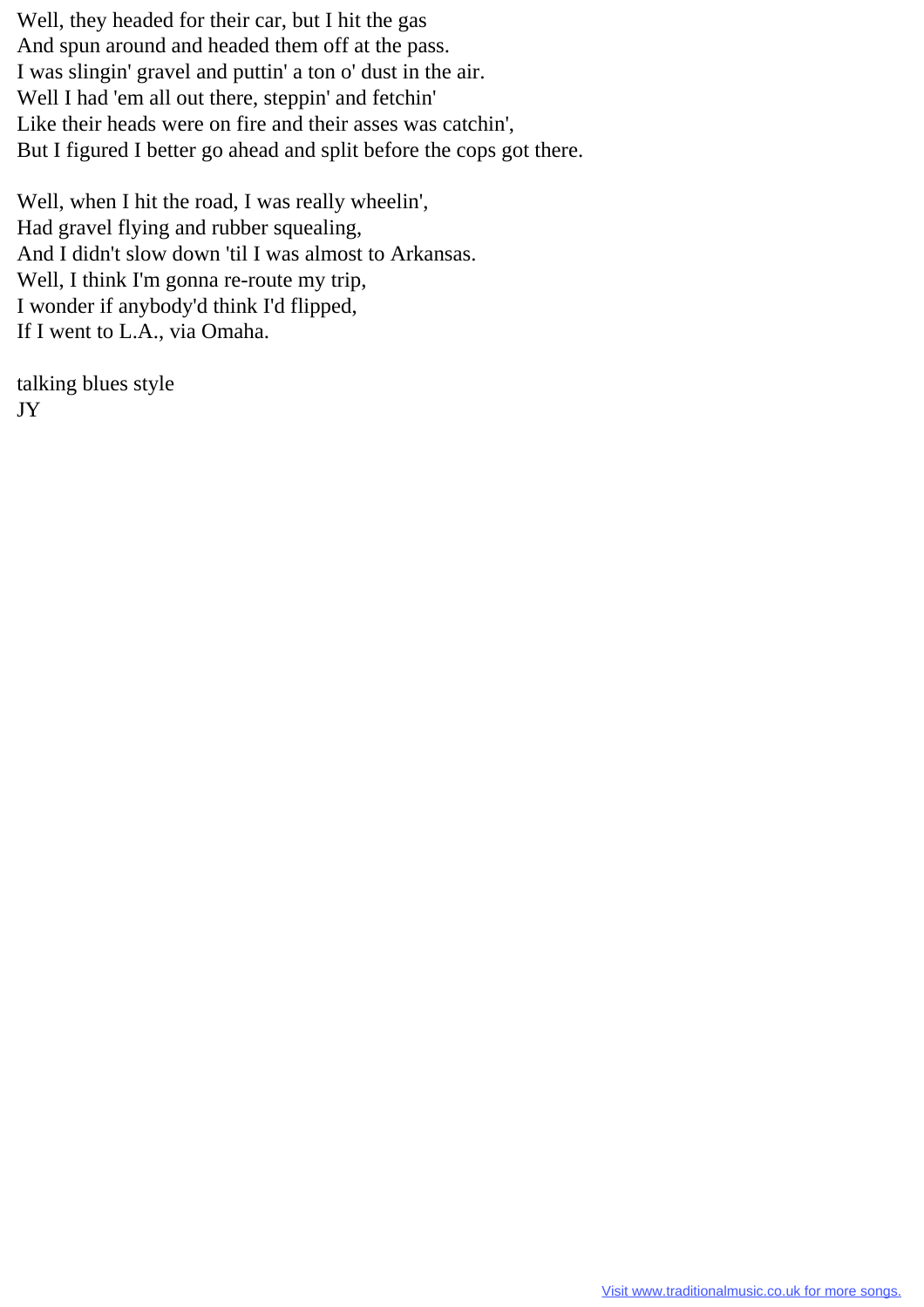Well, they headed for their car, but I hit the gas
And spun around and headed them off at the pass.
I was slingin' gravel and puttin' a ton o' dust in the air.
Well I had 'em all out there, steppin' and fetchin'
Like their heads were on fire and their asses was catchin',
But I figured I better go ahead and split before the cops got there.

Well, when I hit the road, I was really wheelin',
Had gravel flying and rubber squealing,
And I didn't slow down 'til I was almost to Arkansas.
Well, I think I'm gonna re-route my trip,
I wonder if anybody'd think I'd flipped,
If I went to L.A., via Omaha.

talking blues style
JY